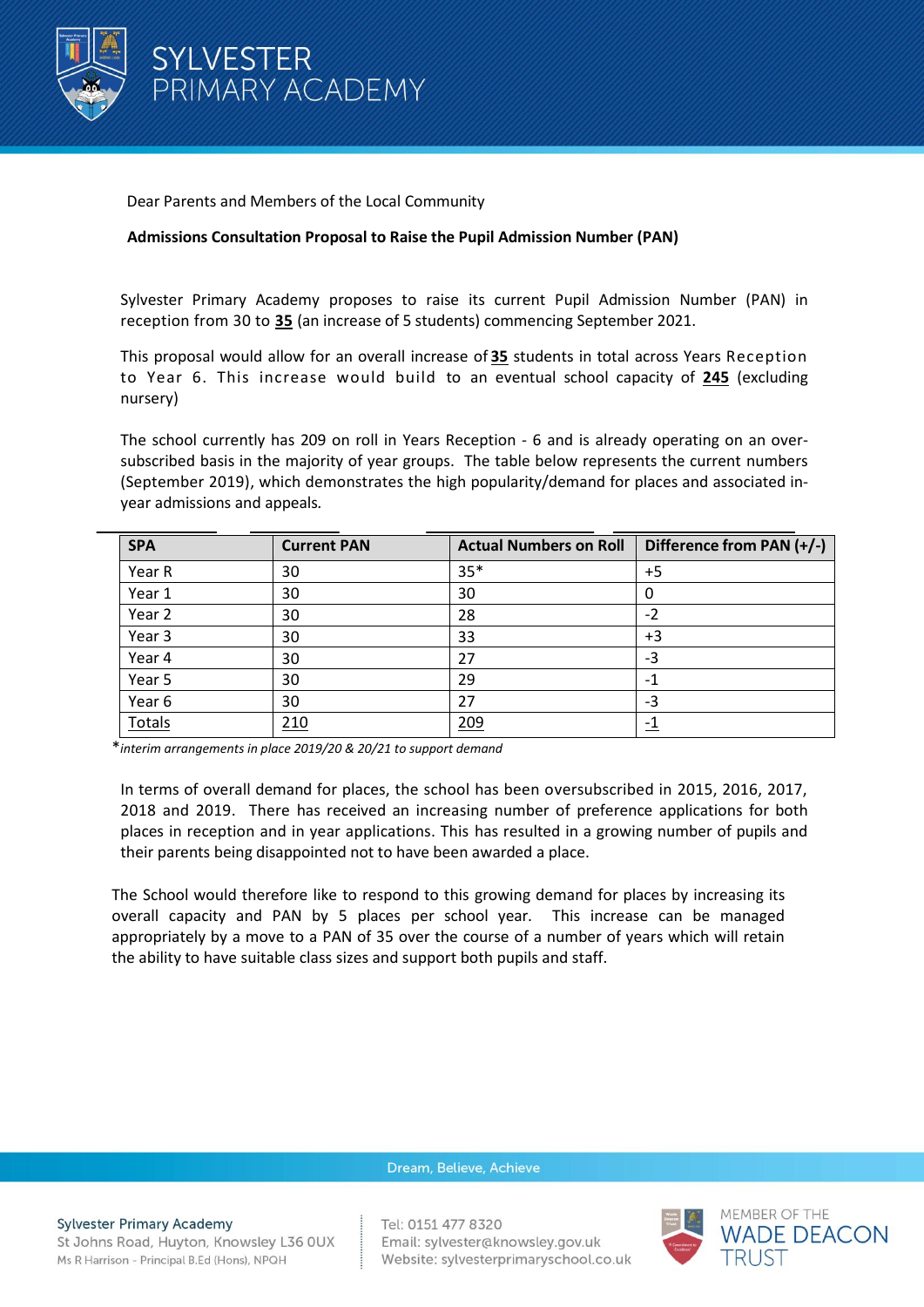# SYLVESTER PRIMARY ACADEMY

Dear Parents and Members of the Local Community

**Admissions Consultation Proposal to Raise the Pupil Admission Number (PAN)**

Sylvester Primary Academy proposes to raise its current Pupil Admission Number (PAN) in reception from 30 to **35** (an increase of 5 students) commencing September 2021.

This proposal would allow for an overall increase of **35** students in total across Years Reception to Year 6. This increase would build to an eventual school capacity of **245** (excluding nursery)

The school currently has 209 on roll in Years Reception - 6 and is already operating on an over-subscribed basis in the majority of year groups. The table below represents the current numbers (September 2019), which demonstrates the high popularity/demand for places and associated in-year admissions and appeals.

| SPA | Current PAN | Actual Numbers on Roll | Difference from PAN (+/-) |
|---|---|---|---|
| Year R | 30 | 35* | +5 |
| Year 1 | 30 | 30 | 0 |
| Year 2 | 30 | 28 | -2 |
| Year 3 | 30 | 33 | +3 |
| Year 4 | 30 | 27 | -3 |
| Year 5 | 30 | 29 | -1 |
| Year 6 | 30 | 27 | -3 |
| Totals | 210 | 209 | -1 |

**interim arrangements in place 2019/20 & 20/21 to support demand*

In terms of overall demand for places, the school has been oversubscribed in 2015, 2016, 2017, 2018 and 2019. There has received an increasing number of preference applications for both places in reception and in year applications. This has resulted in a growing number of pupils and their parents being disappointed not to have been awarded a place.

The School would therefore like to respond to this growing demand for places by increasing its overall capacity and PAN by 5 places per school year. This increase can be managed appropriately by a move to a PAN of 35 over the course of a number of years which will retain the ability to have suitable class sizes and support both pupils and staff.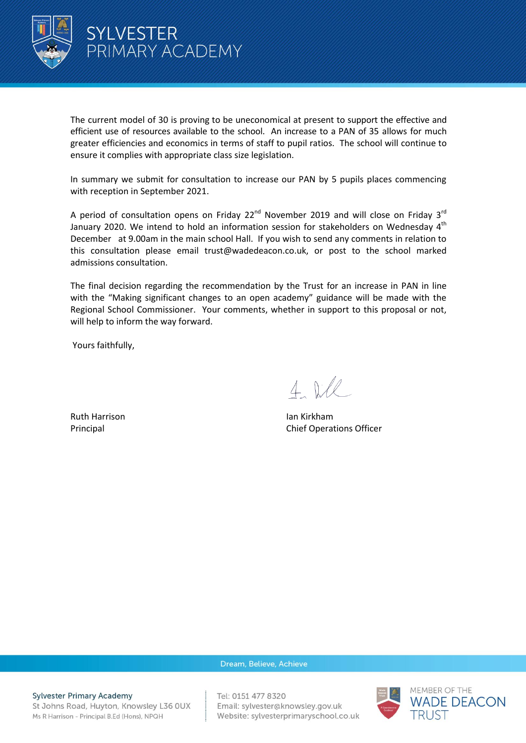The current model of 30 is proving to be uneconomical at present to support the effective and efficient use of resources available to the school. An increase to a PAN of 35 allows for much greater efficiencies and economics in terms of staff to pupil ratios. The school will continue to ensure it complies with appropriate class size legislation.

In summary we submit for consultation to increase our PAN by 5 pupils places commencing with reception in September 2021.

A period of consultation opens on Friday 22nd November 2019 and will close on Friday 3rd January 2020. We intend to hold an information session for stakeholders on Wednesday 4th December at 9.00am in the main school Hall. If you wish to send any comments in relation to this consultation please email trust@wadedeacon.co.uk, or post to the school marked admissions consultation.

The final decision regarding the recommendation by the Trust for an increase in PAN in line with the "Making significant changes to an open academy" guidance will be made with the Regional School Commissioner. Your comments, whether in support to this proposal or not, will help to inform the way forward.

Yours faithfully,

Ruth Harrison
Principal

Ian Kirkham
Chief Operations Officer